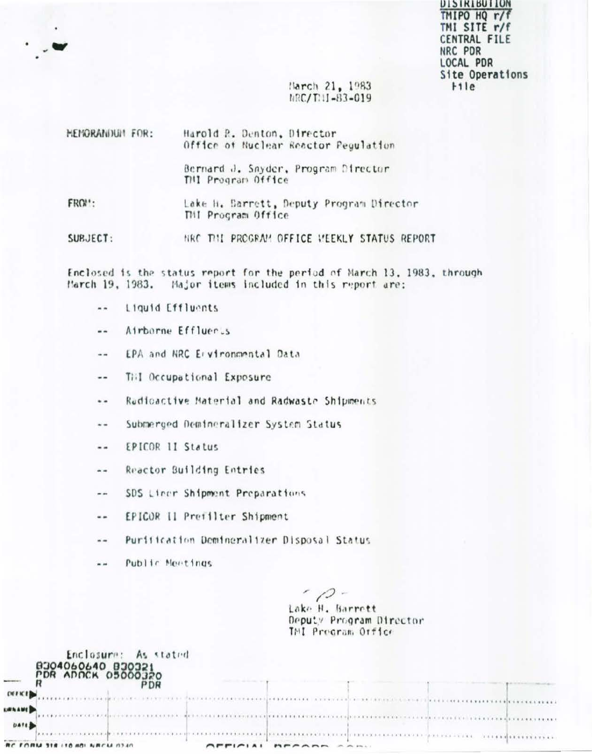DISTRIBUTION
TMIPO HQ r/f
TMI SITE r/f
CENTRAL FILE
NRC PDR
LOCAL PDR
Site Operations
File

March 21, 1983
NRC/TMI-83-019

MEMORANDUM FOR: Harold R. Denton, Director
Office of Nuclear Reactor Regulation

Bernard J. Snyder, Program Director
TMI Program Office

FROM: Lake H. Barrett, Deputy Program Director
TMI Program Office

SUBJECT: NRC TMI PROGRAM OFFICE WEEKLY STATUS REPORT

Enclosed is the status report for the period of March 13, 1983, through March 19, 1983. Major items included in this report are:

-- Liquid Effluents

-- Airborne Effluents

-- EPA and NRC Environmental Data

-- TMI Occupational Exposure

-- Radioactive Material and Radwaste Shipments

-- Submerged Demineralizer System Status

-- EPICOR II Status

-- Reactor Building Entries

-- SDS Liner Shipment Preparations

-- EPICOR II Prefilter Shipment

-- Purification Demineralizer Disposal Status

-- Public Meetings

Lake H. Barrett
Deputy Program Director
TMI Program Office

Enclosure: As stated

8304060640 830321
PDR ADOCK 05000320
R PDR

| OFFICE | | | | | | | |
|---|---|---|---|---|---|---|---|
| SURNAME | | | | | | | |
| DATE | | | | | | | |

NRC FORM 318 (10-80) NRCM 0240 OFFICIAL RECORD COPY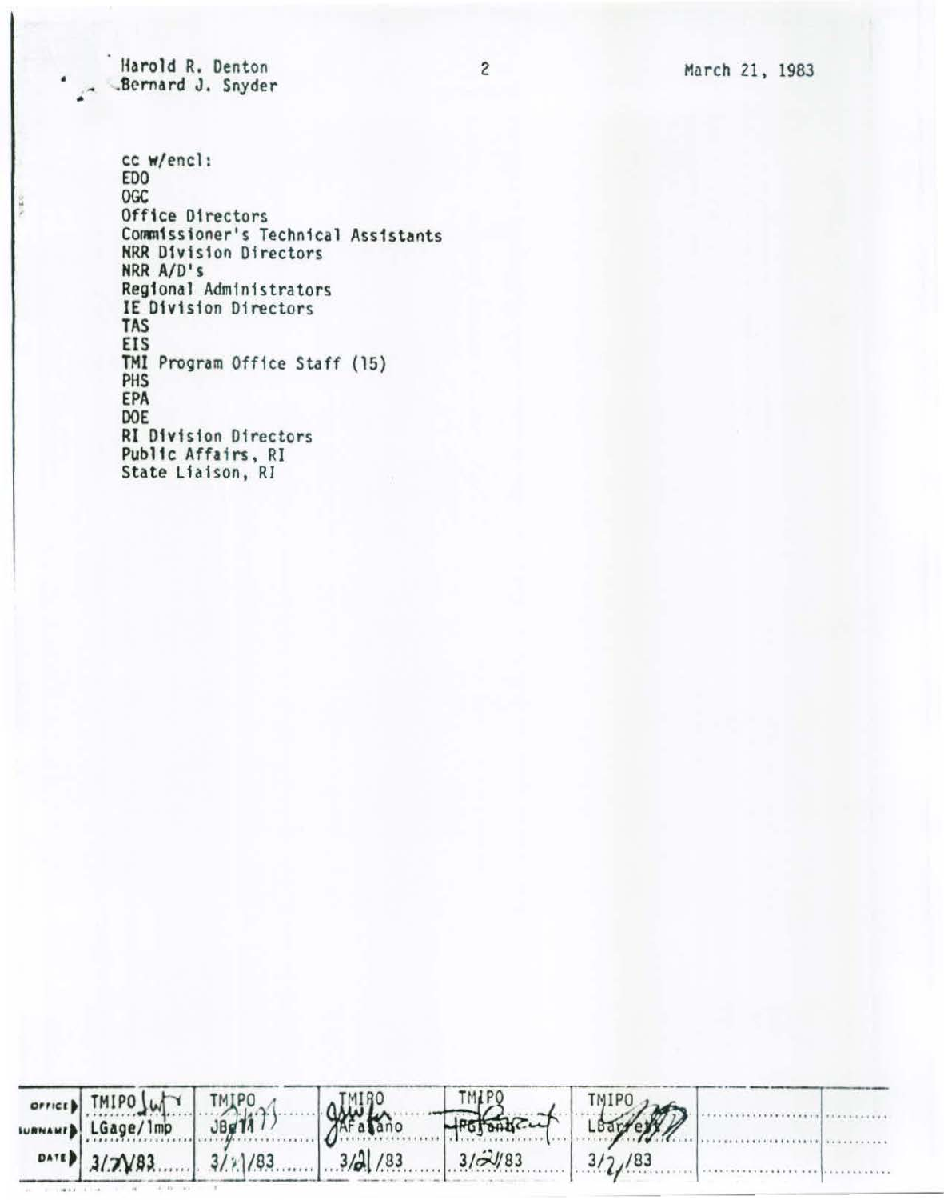Harold R. Denton
Bernard J. Snyder

March 21, 1983

cc w/encl:
EDO
OGC
Office Directors
Commissioner's Technical Assistants
NRR Division Directors
NRR A/D's
Regional Administrators
IE Division Directors
TAS
EIS
TMI Program Office Staff (15)
PHS
EPA
DOE
RI Division Directors
Public Affairs, RI
State Liaison, RI

| OFFICE | TMIPO | TMIPO | TMIPO | TMIPO | TMIPO | | |
|---|---|---|---|---|---|---|---|
| SURNAME | LGage/lmp | JByrd | AFasano | PGrant | LBarrett | | |
| DATE | 3/21/83 | 3/21/83 | 3/21/83 | 3/21/83 | 3/21/83 | | |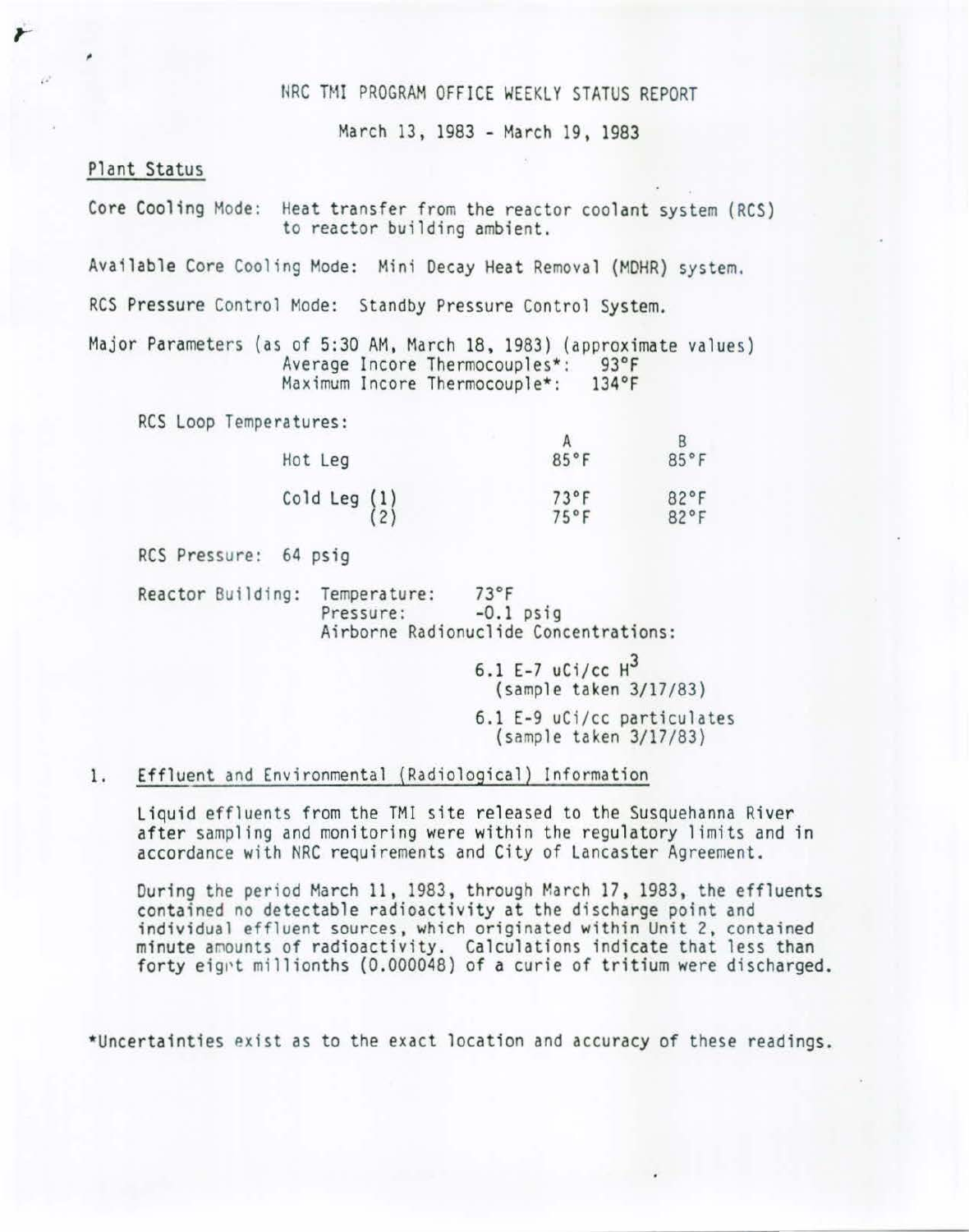# NRC TMI PROGRAM OFFICE WEEKLY STATUS REPORT

March 13, 1983 - March 19, 1983

## Plant Status

Core Cooling Mode: Heat transfer from the reactor coolant system (RCS) to reactor building ambient.

Available Core Cooling Mode: Mini Decay Heat Removal (MDHR) system.

RCS Pressure Control Mode: Standby Pressure Control System.

Major Parameters (as of 5:30 AM, March 18, 1983) (approximate values)
Average Incore Thermocouples*: 93°F
Maximum Incore Thermocouple*: 134°F

RCS Loop Temperatures:

| | A | B |
|---|---|---|
| Hot Leg | 85°F | 85°F |
| Cold Leg (1) | 73°F | 82°F |
| Cold Leg (2) | 75°F | 82°F |

RCS Pressure: 64 psig

Reactor Building: Temperature: 73°F
Pressure: -0.1 psig
Airborne Radionuclide Concentrations:

6.1 E-7 uCi/cc $H^3$
(sample taken 3/17/83)

6.1 E-9 uCi/cc particulates
(sample taken 3/17/83)

## 1. Effluent and Environmental (Radiological) Information

Liquid effluents from the TMI site released to the Susquehanna River after sampling and monitoring were within the regulatory limits and in accordance with NRC requirements and City of Lancaster Agreement.

During the period March 11, 1983, through March 17, 1983, the effluents contained no detectable radioactivity at the discharge point and individual effluent sources, which originated within Unit 2, contained minute amounts of radioactivity. Calculations indicate that less than forty eight millionths (0.000048) of a curie of tritium were discharged.

*Uncertainties exist as to the exact location and accuracy of these readings.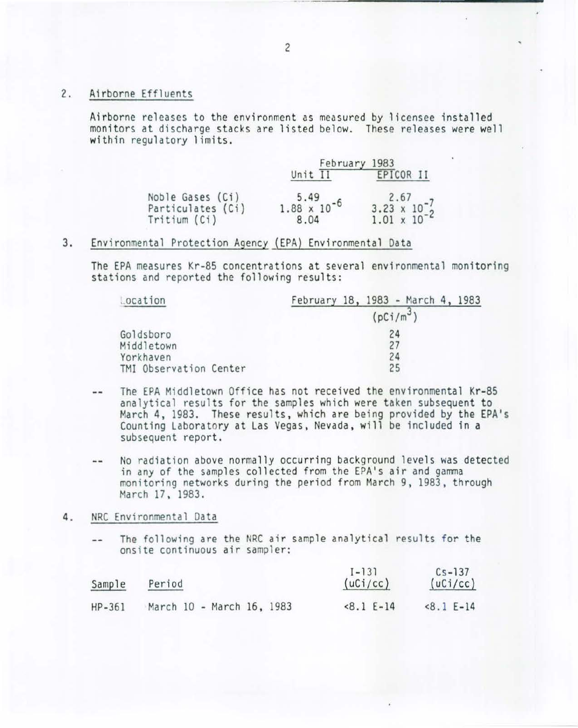2. Airborne Effluents

Airborne releases to the environment as measured by licensee installed monitors at discharge stacks are listed below. These releases were well within regulatory limits.

| | February 1983 | |
|---|---|---|
| | Unit II | EPICOR II |
| Noble Gases (Ci) | 5.49 | 2.67 |
| Particulates (Ci) | $1.88 \times 10^{-6}$ | $3.23 \times 10^{-7}$ |
| Tritium (Ci) | 8.04 | $1.01 \times 10^{-2}$ |

3. Environmental Protection Agency (EPA) Environmental Data

The EPA measures Kr-85 concentrations at several environmental monitoring stations and reported the following results:

| Location | February 18, 1983 - March 4, 1983 ($pCi/m^3$) |
|---|---|
| Goldsboro | 24 |
| Middletown | 27 |
| Yorkhaven | 24 |
| TMI Observation Center | 25 |

-- The EPA Middletown Office has not received the environmental Kr-85 analytical results for the samples which were taken subsequent to March 4, 1983. These results, which are being provided by the EPA's Counting Laboratory at Las Vegas, Nevada, will be included in a subsequent report.

-- No radiation above normally occurring background levels was detected in any of the samples collected from the EPA's air and gamma monitoring networks during the period from March 9, 1983, through March 17, 1983.

4. NRC Environmental Data

-- The following are the NRC air sample analytical results for the onsite continuous air sampler:

| Sample | Period | I-131 (uCi/cc) | Cs-137 (uCi/cc) |
|---|---|---|---|
| HP-361 | March 10 - March 16, 1983 | <8.1 E-14 | <8.1 E-14 |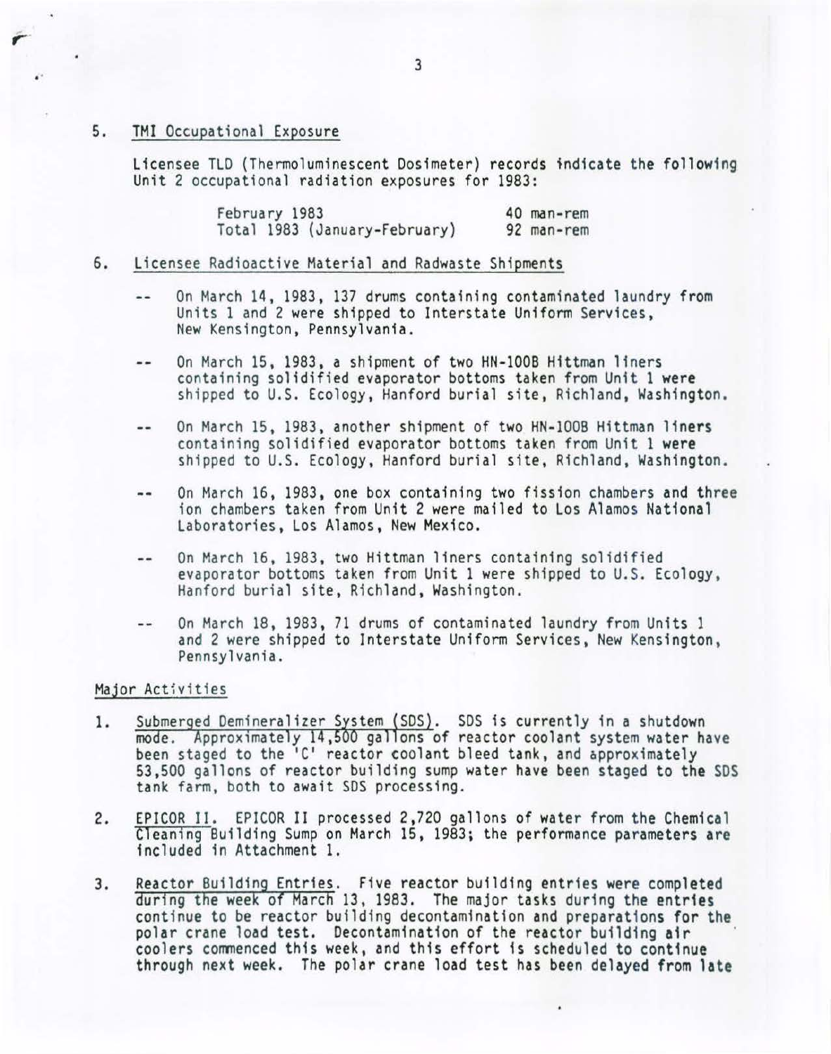5. TMI Occupational Exposure

   Licensee TLD (Thermoluminescent Dosimeter) records indicate the following Unit 2 occupational radiation exposures for 1983:

| | |
|---|---|
| February 1983 | 40 man-rem |
| Total 1983 (January-February) | 92 man-rem |

6. Licensee Radioactive Material and Radwaste Shipments

   -- On March 14, 1983, 137 drums containing contaminated laundry from Units 1 and 2 were shipped to Interstate Uniform Services, New Kensington, Pennsylvania.

   -- On March 15, 1983, a shipment of two HN-100B Hittman liners containing solidified evaporator bottoms taken from Unit 1 were shipped to U.S. Ecology, Hanford burial site, Richland, Washington.

   -- On March 15, 1983, another shipment of two HN-100B Hittman liners containing solidified evaporator bottoms taken from Unit 1 were shipped to U.S. Ecology, Hanford burial site, Richland, Washington.

   -- On March 16, 1983, one box containing two fission chambers and three ion chambers taken from Unit 2 were mailed to Los Alamos National Laboratories, Los Alamos, New Mexico.

   -- On March 16, 1983, two Hittman liners containing solidified evaporator bottoms taken from Unit 1 were shipped to U.S. Ecology, Hanford burial site, Richland, Washington.

   -- On March 18, 1983, 71 drums of contaminated laundry from Units 1 and 2 were shipped to Interstate Uniform Services, New Kensington, Pennsylvania.

Major Activities

1. Submerged Demineralizer System (SDS). SDS is currently in a shutdown mode. Approximately 14,500 gallons of reactor coolant system water have been staged to the 'C' reactor coolant bleed tank, and approximately 53,500 gallons of reactor building sump water have been staged to the SDS tank farm, both to await SDS processing.

2. EPICOR II. EPICOR II processed 2,720 gallons of water from the Chemical Cleaning Building Sump on March 15, 1983; the performance parameters are included in Attachment 1.

3. Reactor Building Entries. Five reactor building entries were completed during the week of March 13, 1983. The major tasks during the entries continue to be reactor building decontamination and preparations for the polar crane load test. Decontamination of the reactor building air coolers commenced this week, and this effort is scheduled to continue through next week. The polar crane load test has been delayed from late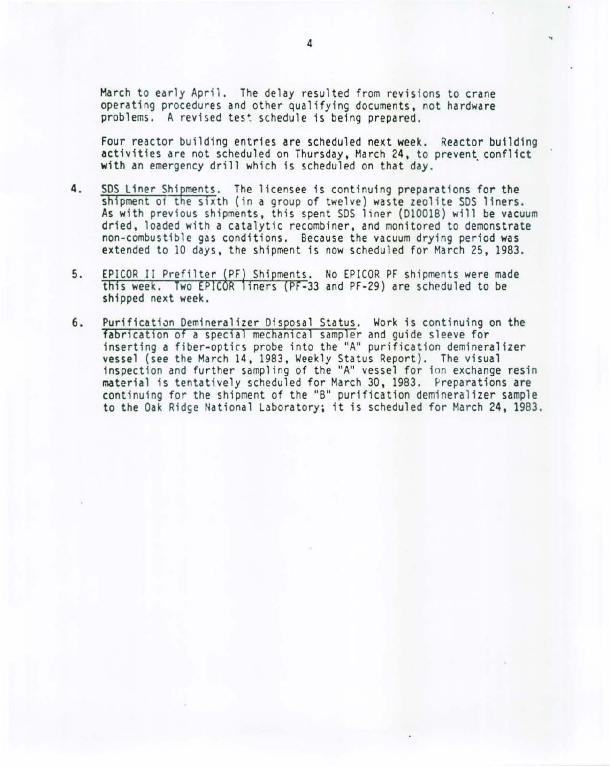March to early April. The delay resulted from revisions to crane operating procedures and other qualifying documents, not hardware problems. A revised test schedule is being prepared.

Four reactor building entries are scheduled next week. Reactor building activities are not scheduled on Thursday, March 24, to prevent conflict with an emergency drill which is scheduled on that day.

4. SDS Liner Shipments. The licensee is continuing preparations for the shipment of the sixth (in a group of twelve) waste zeolite SDS liners. As with previous shipments, this spent SDS liner (D10018) will be vacuum dried, loaded with a catalytic recombiner, and monitored to demonstrate non-combustible gas conditions. Because the vacuum drying period was extended to 10 days, the shipment is now scheduled for March 25, 1983.

5. EPICOR II Prefilter (PF) Shipments. No EPICOR PF shipments were made this week. Two EPICOR liners (PF-33 and PF-29) are scheduled to be shipped next week.

6. Purification Demineralizer Disposal Status. Work is continuing on the fabrication of a special mechanical sampler and guide sleeve for inserting a fiber-optics probe into the "A" purification demineralizer vessel (see the March 14, 1983, Weekly Status Report). The visual inspection and further sampling of the "A" vessel for ion exchange resin material is tentatively scheduled for March 30, 1983. Preparations are continuing for the shipment of the "B" purification demineralizer sample to the Oak Ridge National Laboratory; it is scheduled for March 24, 1983.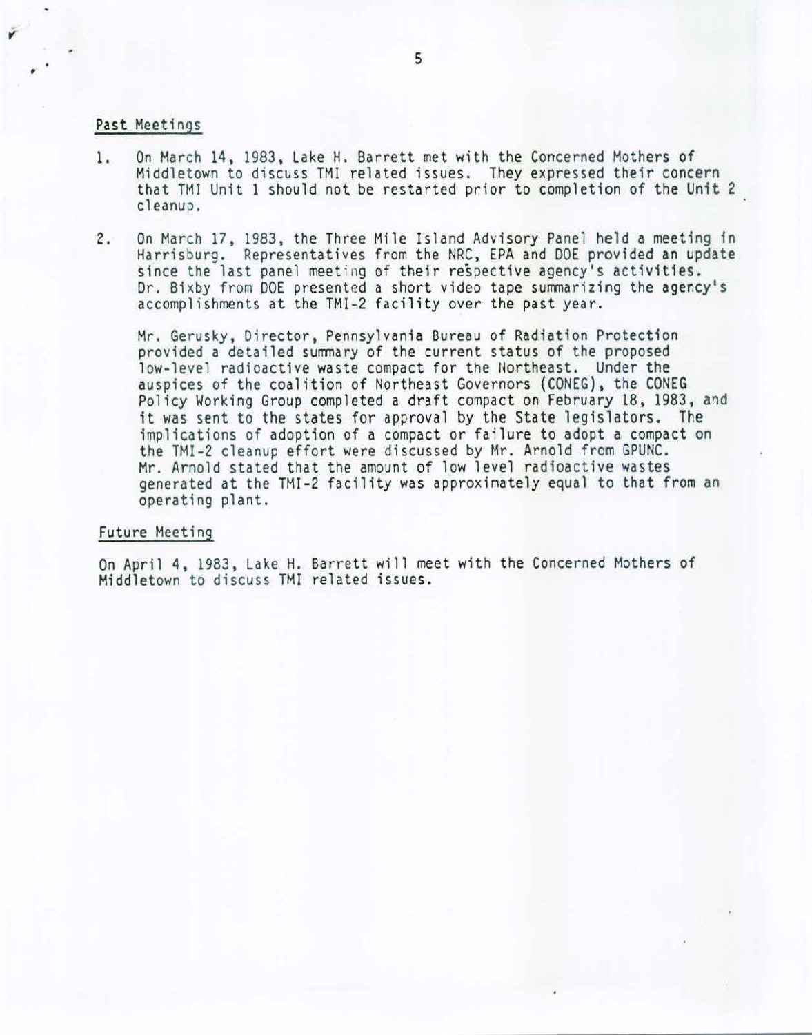Past Meetings

1. On March 14, 1983, Lake H. Barrett met with the Concerned Mothers of Middletown to discuss TMI related issues. They expressed their concern that TMI Unit 1 should not be restarted prior to completion of the Unit 2 cleanup.

2. On March 17, 1983, the Three Mile Island Advisory Panel held a meeting in Harrisburg. Representatives from the NRC, EPA and DOE provided an update since the last panel meeting of their respective agency's activities. Dr. Bixby from DOE presented a short video tape summarizing the agency's accomplishments at the TMI-2 facility over the past year.

   Mr. Gerusky, Director, Pennsylvania Bureau of Radiation Protection provided a detailed summary of the current status of the proposed low-level radioactive waste compact for the Northeast. Under the auspices of the coalition of Northeast Governors (CONEG), the CONEG Policy Working Group completed a draft compact on February 18, 1983, and it was sent to the states for approval by the State legislators. The implications of adoption of a compact or failure to adopt a compact on the TMI-2 cleanup effort were discussed by Mr. Arnold from GPUNC. Mr. Arnold stated that the amount of low level radioactive wastes generated at the TMI-2 facility was approximately equal to that from an operating plant.

Future Meeting

On April 4, 1983, Lake H. Barrett will meet with the Concerned Mothers of Middletown to discuss TMI related issues.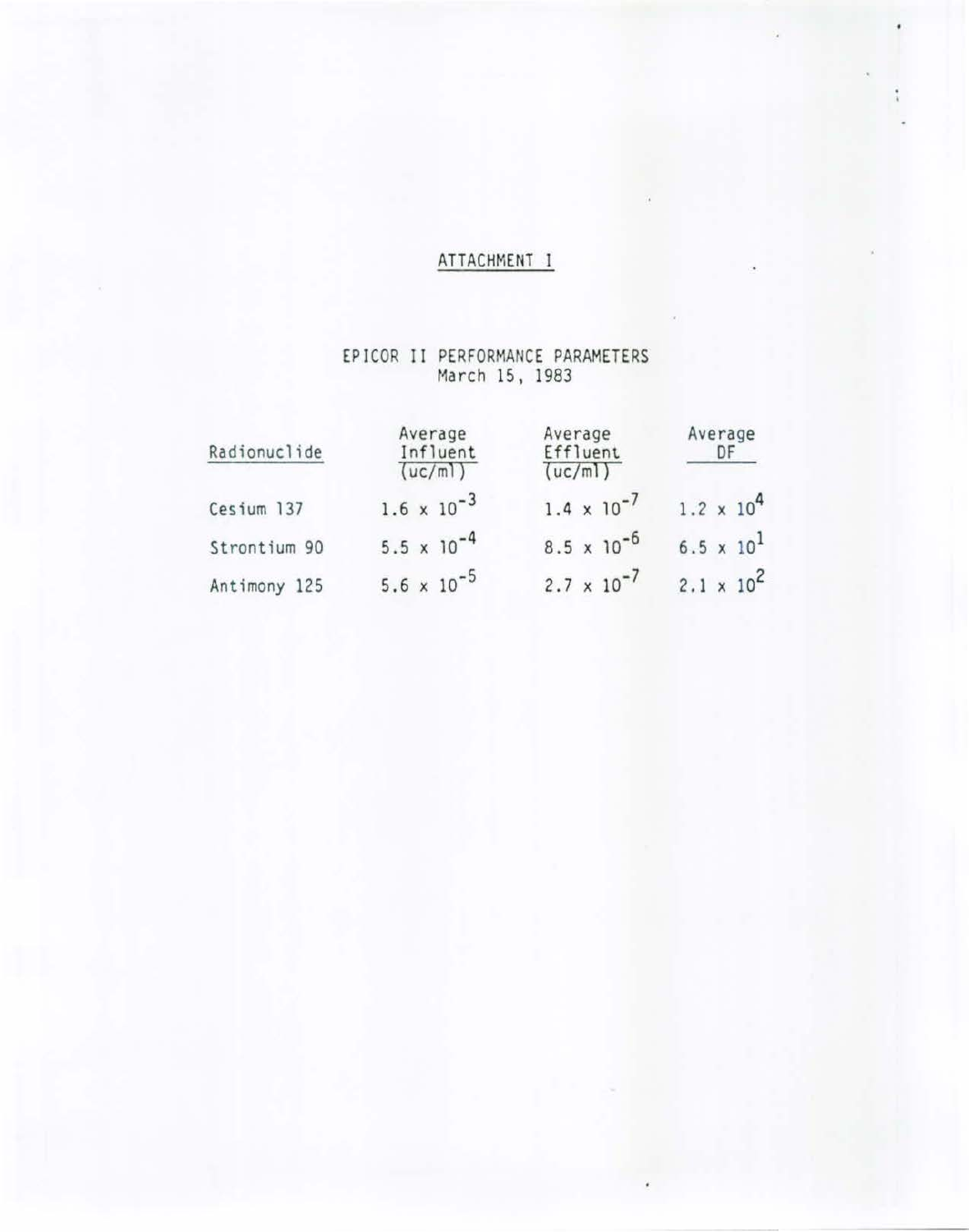# ATTACHMENT I

## EPICOR II PERFORMANCE PARAMETERS
March 15, 1983

| Radionuclide | Average Influent (uc/ml) | Average Effluent (uc/ml) | Average DF |
|---|---|---|---|
| Cesium 137 | $1.6 \times 10^{-3}$ | $1.4 \times 10^{-7}$ | $1.2 \times 10^{4}$ |
| Strontium 90 | $5.5 \times 10^{-4}$ | $8.5 \times 10^{-6}$ | $6.5 \times 10^{1}$ |
| Antimony 125 | $5.6 \times 10^{-5}$ | $2.7 \times 10^{-7}$ | $2.1 \times 10^{2}$ |